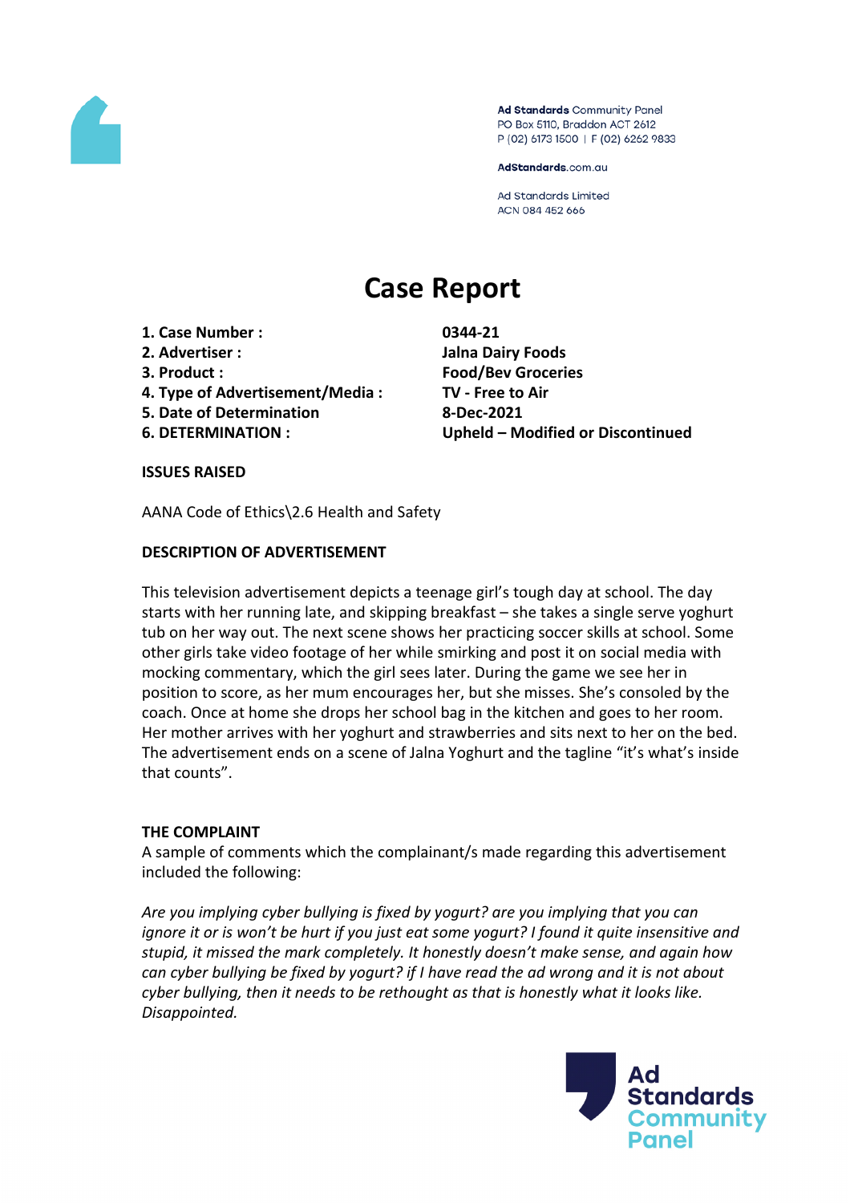Ad Standards Community Panel
PO Box 5110, Braddon ACT 2612
P (02) 6173 1500 | F (02) 6262 9833

AdStandards.com.au

Ad Standards Limited
ACN 084 452 666

# Case Report

| | |
|---|---|
| **1. Case Number :** | **0344-21** |
| **2. Advertiser :** | **Jalna Dairy Foods** |
| **3. Product :** | **Food/Bev Groceries** |
| **4. Type of Advertisement/Media :** | **TV - Free to Air** |
| **5. Date of Determination** | **8-Dec-2021** |
| **6. DETERMINATION :** | **Upheld – Modified or Discontinued** |

**ISSUES RAISED**

AANA Code of Ethics\2.6 Health and Safety

**DESCRIPTION OF ADVERTISEMENT**

This television advertisement depicts a teenage girl's tough day at school. The day starts with her running late, and skipping breakfast – she takes a single serve yoghurt tub on her way out. The next scene shows her practicing soccer skills at school. Some other girls take video footage of her while smirking and post it on social media with mocking commentary, which the girl sees later. During the game we see her in position to score, as her mum encourages her, but she misses. She's consoled by the coach. Once at home she drops her school bag in the kitchen and goes to her room. Her mother arrives with her yoghurt and strawberries and sits next to her on the bed. The advertisement ends on a scene of Jalna Yoghurt and the tagline "it's what's inside that counts".

**THE COMPLAINT**

A sample of comments which the complainant/s made regarding this advertisement included the following:

*Are you implying cyber bullying is fixed by yogurt? are you implying that you can ignore it or is won't be hurt if you just eat some yogurt? I found it quite insensitive and stupid, it missed the mark completely. It honestly doesn't make sense, and again how can cyber bullying be fixed by yogurt? if I have read the ad wrong and it is not about cyber bullying, then it needs to be rethought as that is honestly what it looks like. Disappointed.*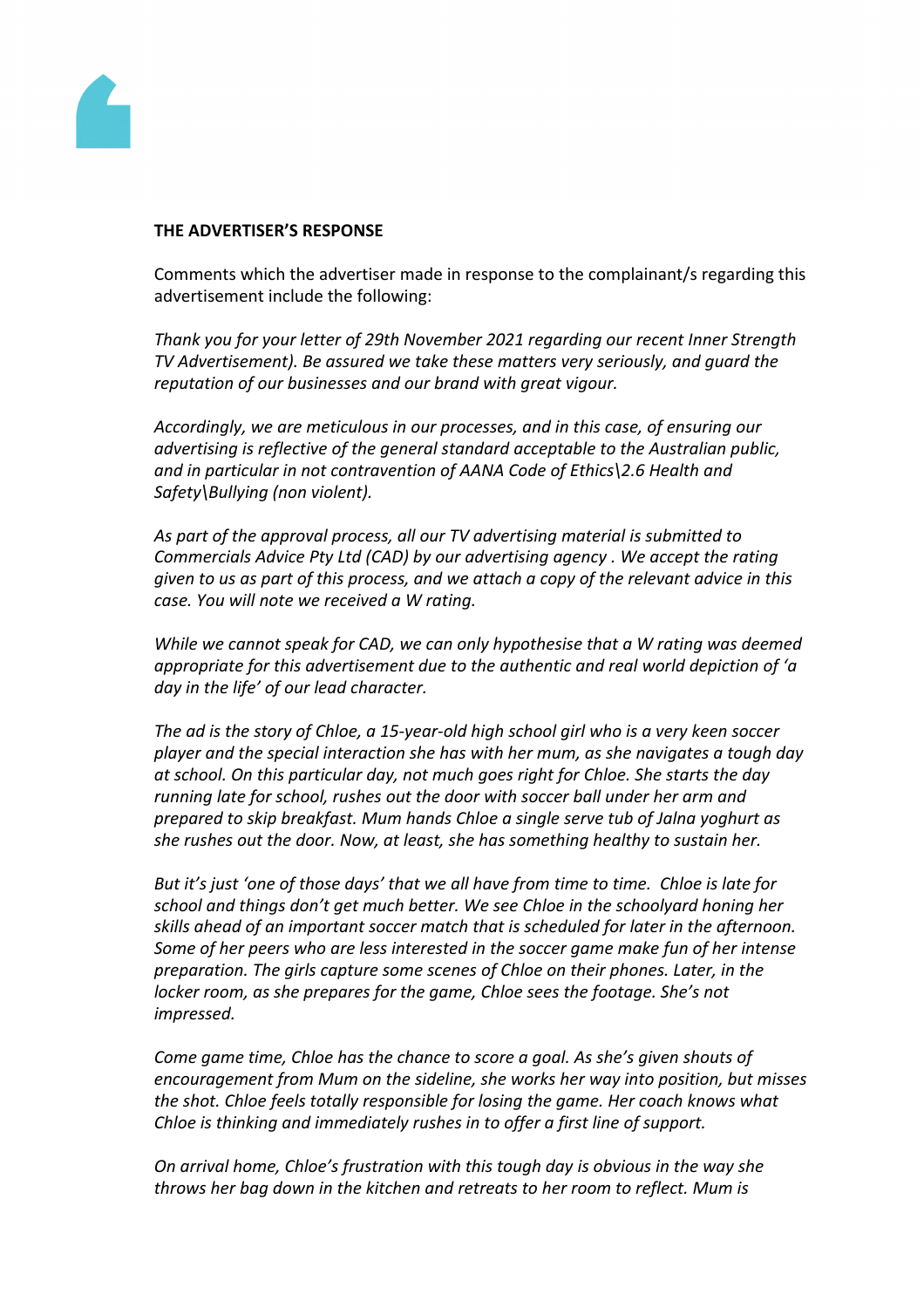**THE ADVERTISER'S RESPONSE**

Comments which the advertiser made in response to the complainant/s regarding this advertisement include the following:

*Thank you for your letter of 29th November 2021 regarding our recent Inner Strength TV Advertisement). Be assured we take these matters very seriously, and guard the reputation of our businesses and our brand with great vigour.*

*Accordingly, we are meticulous in our processes, and in this case, of ensuring our advertising is reflective of the general standard acceptable to the Australian public, and in particular in not contravention of AANA Code of Ethics\2.6 Health and Safety\Bullying (non violent).*

*As part of the approval process, all our TV advertising material is submitted to Commercials Advice Pty Ltd (CAD) by our advertising agency . We accept the rating given to us as part of this process, and we attach a copy of the relevant advice in this case. You will note we received a W rating.*

*While we cannot speak for CAD, we can only hypothesise that a W rating was deemed appropriate for this advertisement due to the authentic and real world depiction of 'a day in the life' of our lead character.*

*The ad is the story of Chloe, a 15-year-old high school girl who is a very keen soccer player and the special interaction she has with her mum, as she navigates a tough day at school. On this particular day, not much goes right for Chloe. She starts the day running late for school, rushes out the door with soccer ball under her arm and prepared to skip breakfast. Mum hands Chloe a single serve tub of Jalna yoghurt as she rushes out the door. Now, at least, she has something healthy to sustain her.*

*But it's just 'one of those days' that we all have from time to time. Chloe is late for school and things don't get much better. We see Chloe in the schoolyard honing her skills ahead of an important soccer match that is scheduled for later in the afternoon. Some of her peers who are less interested in the soccer game make fun of her intense preparation. The girls capture some scenes of Chloe on their phones. Later, in the locker room, as she prepares for the game, Chloe sees the footage. She's not impressed.*

*Come game time, Chloe has the chance to score a goal. As she's given shouts of encouragement from Mum on the sideline, she works her way into position, but misses the shot. Chloe feels totally responsible for losing the game. Her coach knows what Chloe is thinking and immediately rushes in to offer a first line of support.*

*On arrival home, Chloe's frustration with this tough day is obvious in the way she throws her bag down in the kitchen and retreats to her room to reflect. Mum is*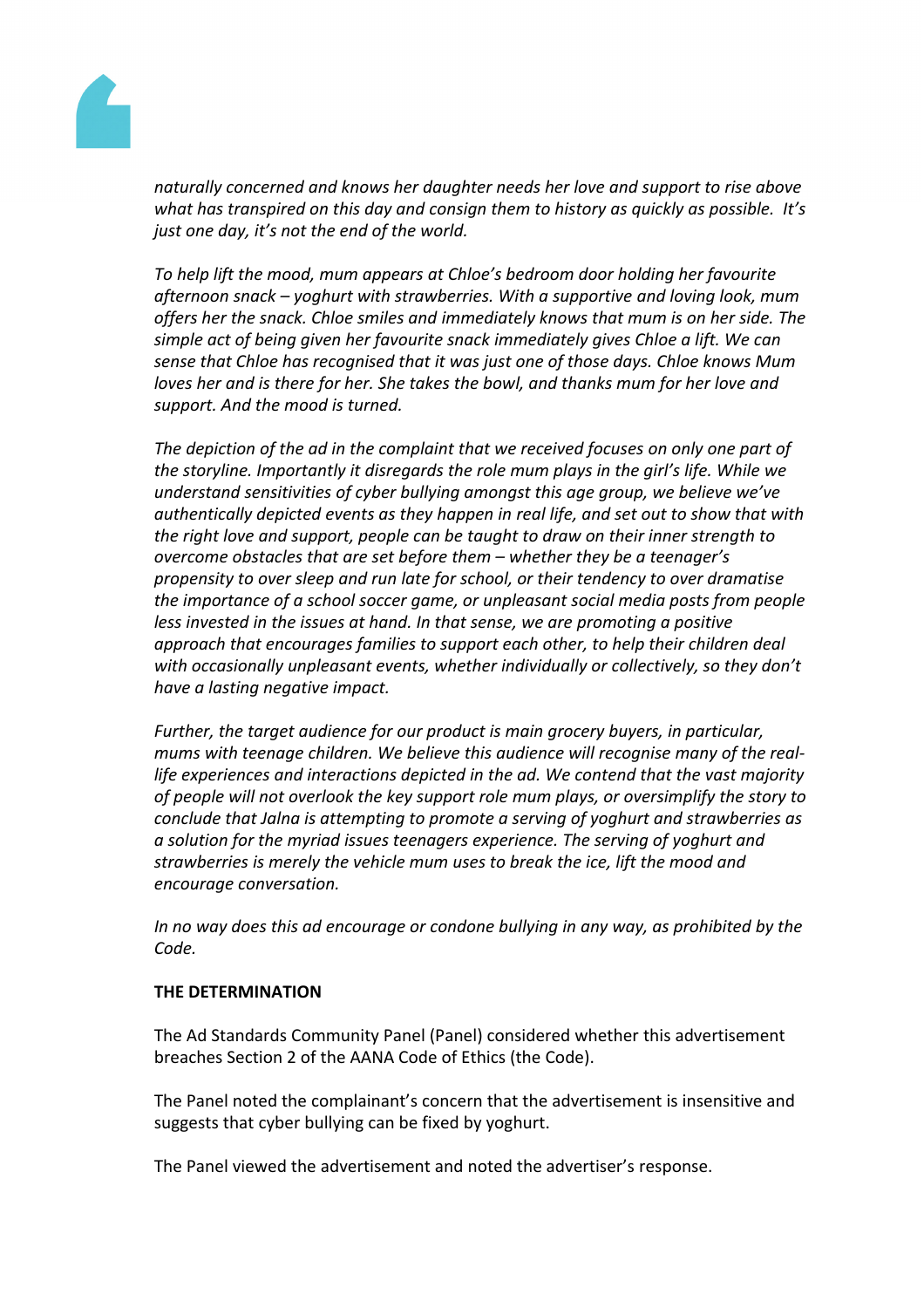*naturally concerned and knows her daughter needs her love and support to rise above what has transpired on this day and consign them to history as quickly as possible. It's just one day, it's not the end of the world.*

*To help lift the mood, mum appears at Chloe's bedroom door holding her favourite afternoon snack – yoghurt with strawberries. With a supportive and loving look, mum offers her the snack. Chloe smiles and immediately knows that mum is on her side. The simple act of being given her favourite snack immediately gives Chloe a lift. We can sense that Chloe has recognised that it was just one of those days. Chloe knows Mum loves her and is there for her. She takes the bowl, and thanks mum for her love and support. And the mood is turned.*

*The depiction of the ad in the complaint that we received focuses on only one part of the storyline. Importantly it disregards the role mum plays in the girl's life. While we understand sensitivities of cyber bullying amongst this age group, we believe we've authentically depicted events as they happen in real life, and set out to show that with the right love and support, people can be taught to draw on their inner strength to overcome obstacles that are set before them – whether they be a teenager's propensity to over sleep and run late for school, or their tendency to over dramatise the importance of a school soccer game, or unpleasant social media posts from people less invested in the issues at hand. In that sense, we are promoting a positive approach that encourages families to support each other, to help their children deal with occasionally unpleasant events, whether individually or collectively, so they don't have a lasting negative impact.*

*Further, the target audience for our product is main grocery buyers, in particular, mums with teenage children. We believe this audience will recognise many of the real-life experiences and interactions depicted in the ad. We contend that the vast majority of people will not overlook the key support role mum plays, or oversimplify the story to conclude that Jalna is attempting to promote a serving of yoghurt and strawberries as a solution for the myriad issues teenagers experience. The serving of yoghurt and strawberries is merely the vehicle mum uses to break the ice, lift the mood and encourage conversation.*

*In no way does this ad encourage or condone bullying in any way, as prohibited by the Code.*

**THE DETERMINATION**

The Ad Standards Community Panel (Panel) considered whether this advertisement breaches Section 2 of the AANA Code of Ethics (the Code).

The Panel noted the complainant's concern that the advertisement is insensitive and suggests that cyber bullying can be fixed by yoghurt.

The Panel viewed the advertisement and noted the advertiser's response.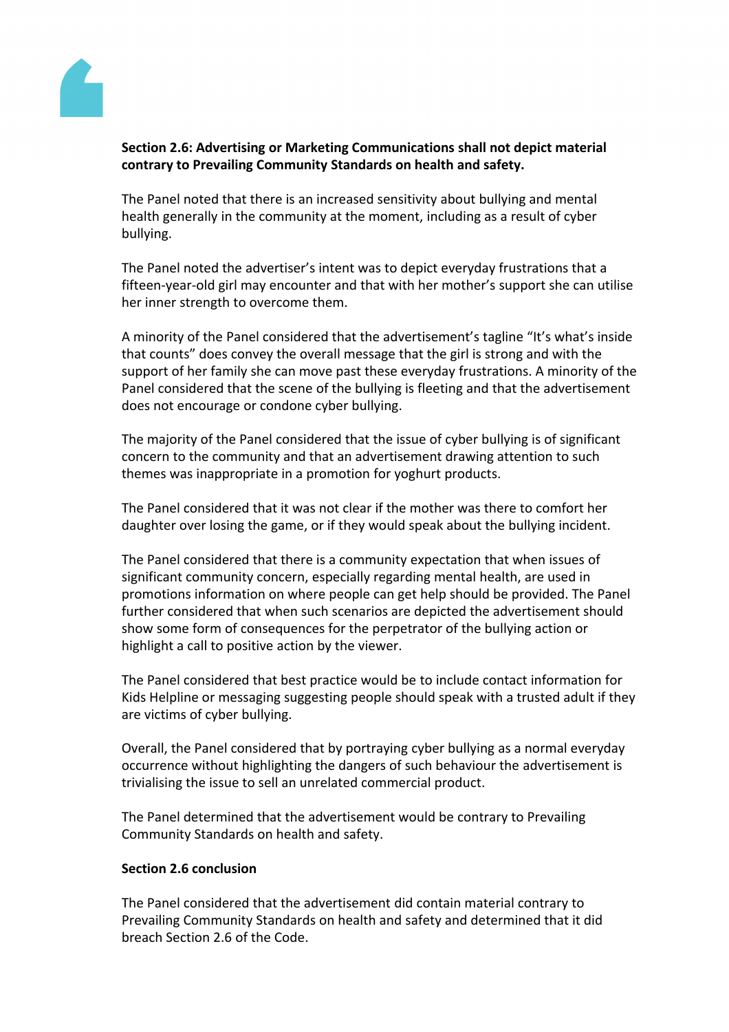**Section 2.6: Advertising or Marketing Communications shall not depict material contrary to Prevailing Community Standards on health and safety.**

The Panel noted that there is an increased sensitivity about bullying and mental health generally in the community at the moment, including as a result of cyber bullying.

The Panel noted the advertiser's intent was to depict everyday frustrations that a fifteen-year-old girl may encounter and that with her mother's support she can utilise her inner strength to overcome them.

A minority of the Panel considered that the advertisement's tagline "It's what's inside that counts" does convey the overall message that the girl is strong and with the support of her family she can move past these everyday frustrations. A minority of the Panel considered that the scene of the bullying is fleeting and that the advertisement does not encourage or condone cyber bullying.

The majority of the Panel considered that the issue of cyber bullying is of significant concern to the community and that an advertisement drawing attention to such themes was inappropriate in a promotion for yoghurt products.

The Panel considered that it was not clear if the mother was there to comfort her daughter over losing the game, or if they would speak about the bullying incident.

The Panel considered that there is a community expectation that when issues of significant community concern, especially regarding mental health, are used in promotions information on where people can get help should be provided. The Panel further considered that when such scenarios are depicted the advertisement should show some form of consequences for the perpetrator of the bullying action or highlight a call to positive action by the viewer.

The Panel considered that best practice would be to include contact information for Kids Helpline or messaging suggesting people should speak with a trusted adult if they are victims of cyber bullying.

Overall, the Panel considered that by portraying cyber bullying as a normal everyday occurrence without highlighting the dangers of such behaviour the advertisement is trivialising the issue to sell an unrelated commercial product.

The Panel determined that the advertisement would be contrary to Prevailing Community Standards on health and safety.

**Section 2.6 conclusion**

The Panel considered that the advertisement did contain material contrary to Prevailing Community Standards on health and safety and determined that it did breach Section 2.6 of the Code.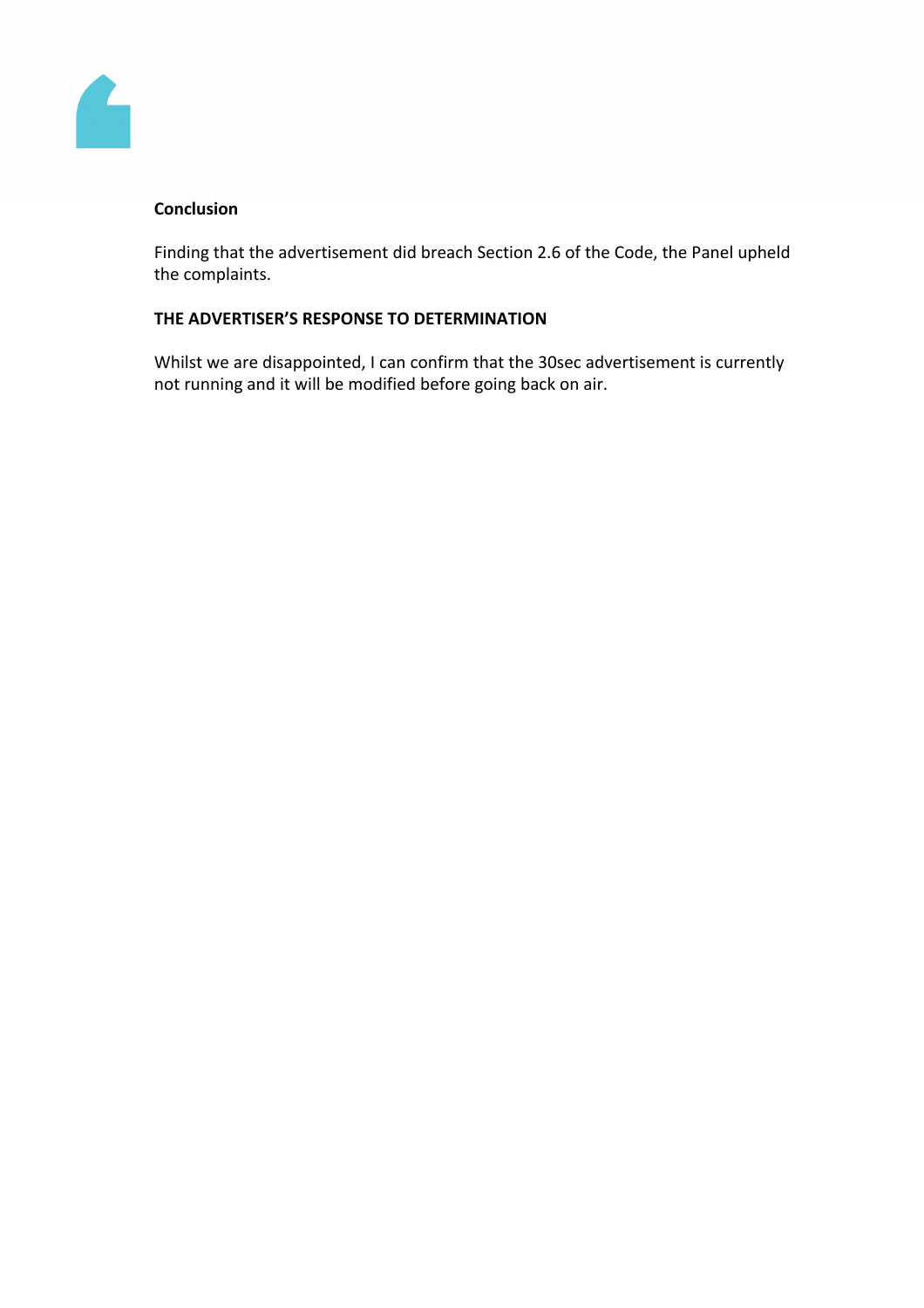**Conclusion**

Finding that the advertisement did breach Section 2.6 of the Code, the Panel upheld the complaints.

**THE ADVERTISER'S RESPONSE TO DETERMINATION**

Whilst we are disappointed, I can confirm that the 30sec advertisement is currently not running and it will be modified before going back on air.